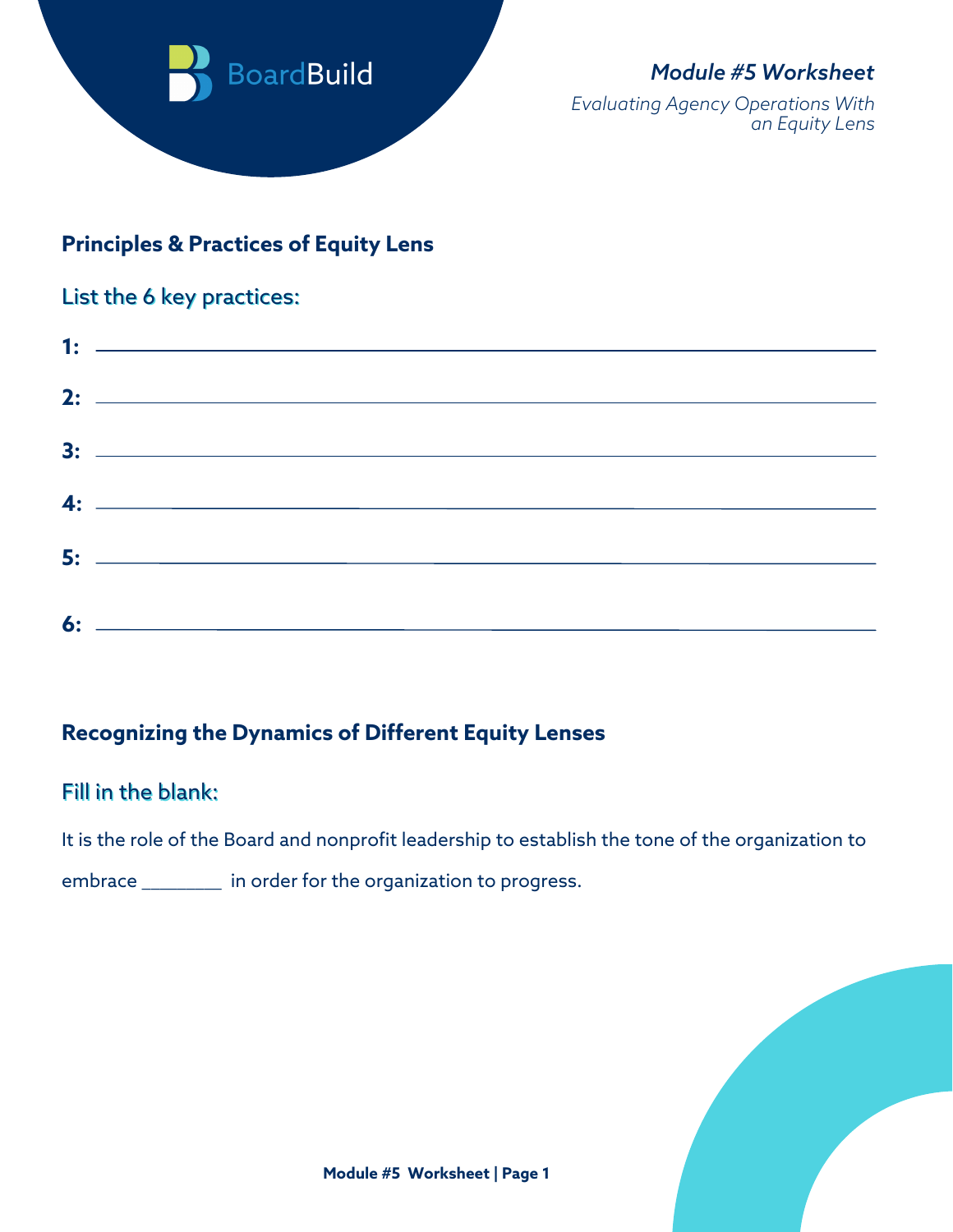BoardBuild

*Module #5 Worksheet*

*Evaluating Agency Operations With an Equity Lens*

## Principles & Practices of Equity Lens

### List the 6 key practices:

**1:** ______________________________

**2:** ______________________________

**3:** ______________________________

**4:** ______________________________

**5:** ______________________________

**6:** ______________________________

## Recognizing the Dynamics of Different Equity Lenses

### Fill in the blank:

It is the role of the Board and nonprofit leadership to establish the tone of the organization to embrace ________ in order for the organization to progress.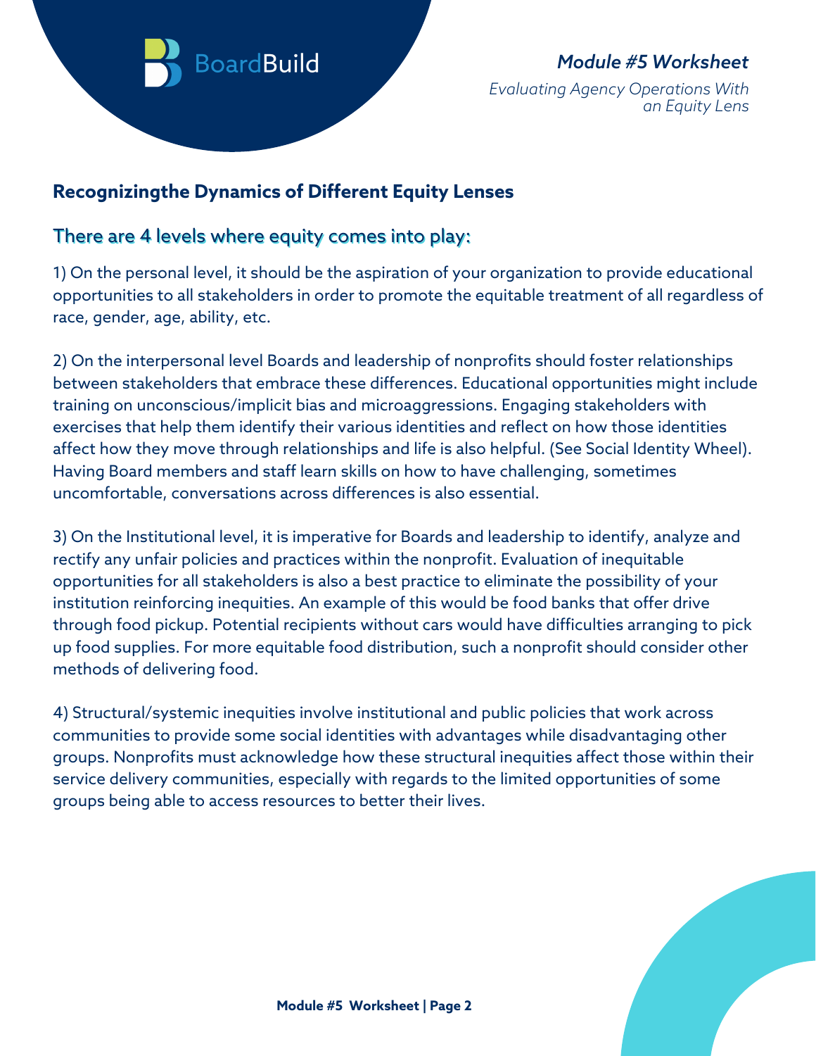## Recognizingthe Dynamics of Different Equity Lenses

### There are 4 levels where equity comes into play:

1) On the personal level, it should be the aspiration of your organization to provide educational opportunities to all stakeholders in order to promote the equitable treatment of all regardless of race, gender, age, ability, etc.

2) On the interpersonal level Boards and leadership of nonprofits should foster relationships between stakeholders that embrace these differences. Educational opportunities might include training on unconscious/implicit bias and microaggressions. Engaging stakeholders with exercises that help them identify their various identities and reflect on how those identities affect how they move through relationships and life is also helpful. (See Social Identity Wheel). Having Board members and staff learn skills on how to have challenging, sometimes uncomfortable, conversations across differences is also essential.

3) On the Institutional level, it is imperative for Boards and leadership to identify, analyze and rectify any unfair policies and practices within the nonprofit. Evaluation of inequitable opportunities for all stakeholders is also a best practice to eliminate the possibility of your institution reinforcing inequities. An example of this would be food banks that offer drive through food pickup. Potential recipients without cars would have difficulties arranging to pick up food supplies. For more equitable food distribution, such a nonprofit should consider other methods of delivering food.

4) Structural/systemic inequities involve institutional and public policies that work across communities to provide some social identities with advantages while disadvantaging other groups. Nonprofits must acknowledge how these structural inequities affect those within their service delivery communities, especially with regards to the limited opportunities of some groups being able to access resources to better their lives.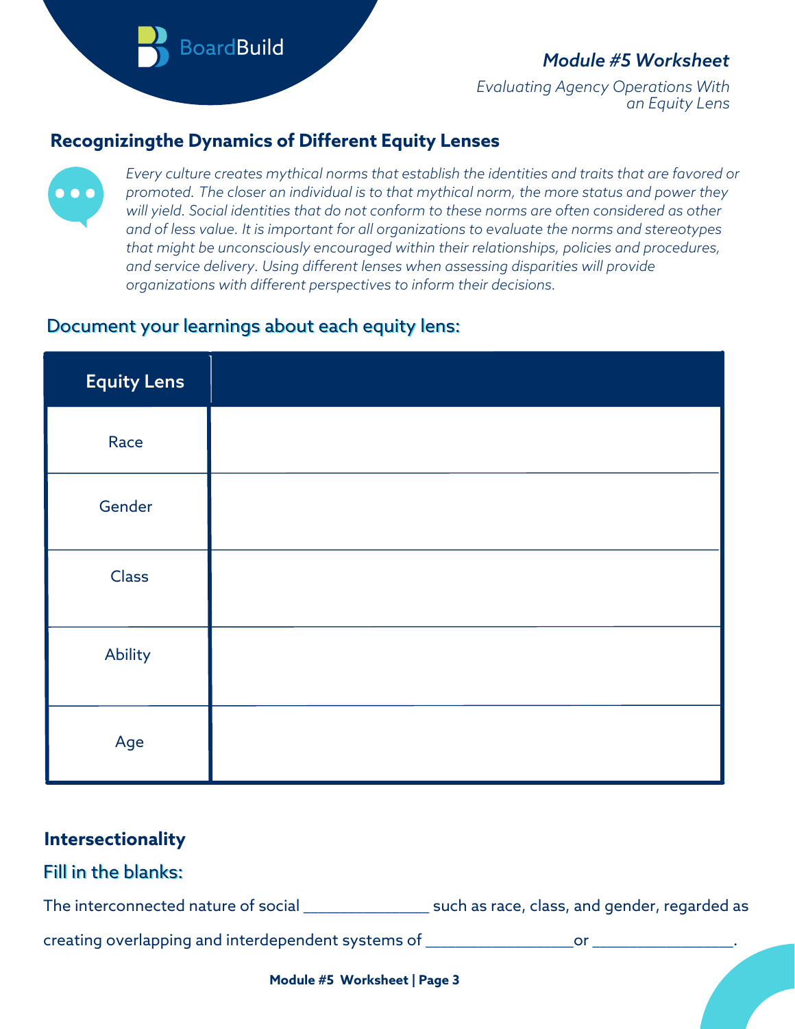BoardBuild

***Module #5 Worksheet***

*Evaluating Agency Operations With an Equity Lens*

## Recognizingthe Dynamics of Different Equity Lenses

*Every culture creates mythical norms that establish the identities and traits that are favored or promoted. The closer an individual is to that mythical norm, the more status and power they will yield. Social identities that do not conform to these norms are often considered as other and of less value. It is important for all organizations to evaluate the norms and stereotypes that might be unconsciously encouraged within their relationships, policies and procedures, and service delivery. Using different lenses when assessing disparities will provide organizations with different perspectives to inform their decisions.*

### Document your learnings about each equity lens:

| Equity Lens | |
|---|---|
| Race | |
| Gender | |
| Class | |
| Ability | |
| Age | |

## Intersectionality

### Fill in the blanks:

The interconnected nature of social ______________ such as race, class, and gender, regarded as creating overlapping and interdependent systems of ________________or ________________.